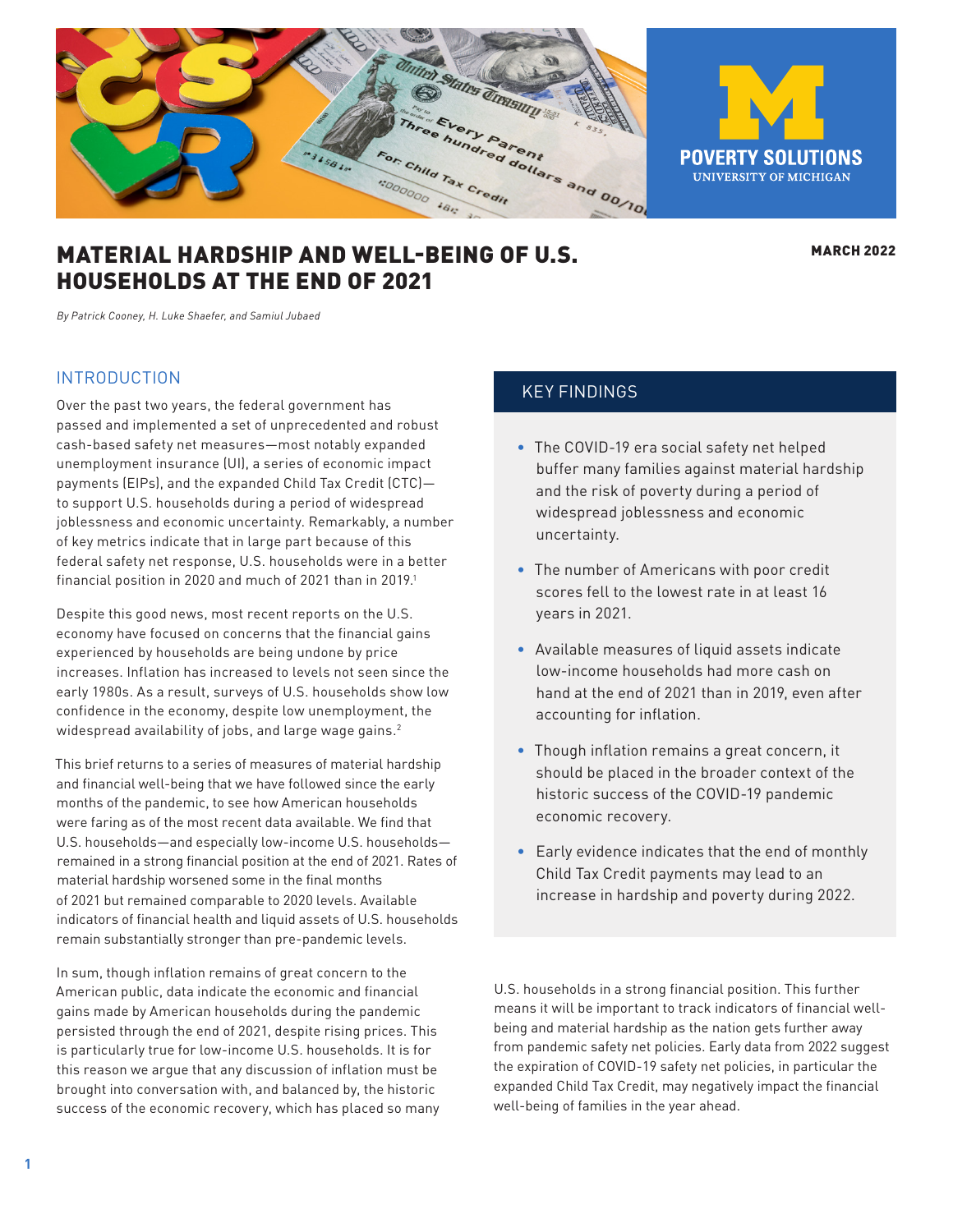# MATERIAL HARDSHIP AND WELL-BEING OF U.S. HOUSEHOLDS AT THE END OF 2021

**MARCH 2022**

*By Patrick Cooney, H. Luke Shaefer, and Samiul Jubaed*

## INTRODUCTION

Over the past two years, the federal government has passed and implemented a set of unprecedented and robust cash-based safety net measures—most notably expanded unemployment insurance (UI), a series of economic impact payments (EIPs), and the expanded Child Tax Credit (CTC)—to support U.S. households during a period of widespread joblessness and economic uncertainty. Remarkably, a number of key metrics indicate that in large part because of this federal safety net response, U.S. households were in a better financial position in 2020 and much of 2021 than in 2019.[1]

Despite this good news, most recent reports on the U.S. economy have focused on concerns that the financial gains experienced by households are being undone by price increases. Inflation has increased to levels not seen since the early 1980s. As a result, surveys of U.S. households show low confidence in the economy, despite low unemployment, the widespread availability of jobs, and large wage gains.[2]

This brief returns to a series of measures of material hardship and financial well-being that we have followed since the early months of the pandemic, to see how American households were faring as of the most recent data available. We find that U.S. households—and especially low-income U.S. households—remained in a strong financial position at the end of 2021. Rates of material hardship worsened some in the final months of 2021 but remained comparable to 2020 levels. Available indicators of financial health and liquid assets of U.S. households remain substantially stronger than pre-pandemic levels.

In sum, though inflation remains of great concern to the American public, data indicate the economic and financial gains made by American households during the pandemic persisted through the end of 2021, despite rising prices. This is particularly true for low-income U.S. households. It is for this reason we argue that any discussion of inflation must be brought into conversation with, and balanced by, the historic success of the economic recovery, which has placed so many U.S. households in a strong financial position. This further means it will be important to track indicators of financial well-being and material hardship as the nation gets further away from pandemic safety net policies. Early data from 2022 suggest the expiration of COVID-19 safety net policies, in particular the expanded Child Tax Credit, may negatively impact the financial well-being of families in the year ahead.

## KEY FINDINGS

- The COVID-19 era social safety net helped buffer many families against material hardship and the risk of poverty during a period of widespread joblessness and economic uncertainty.
- The number of Americans with poor credit scores fell to the lowest rate in at least 16 years in 2021.
- Available measures of liquid assets indicate low-income households had more cash on hand at the end of 2021 than in 2019, even after accounting for inflation.
- Though inflation remains a great concern, it should be placed in the broader context of the historic success of the COVID-19 pandemic economic recovery.
- Early evidence indicates that the end of monthly Child Tax Credit payments may lead to an increase in hardship and poverty during 2022.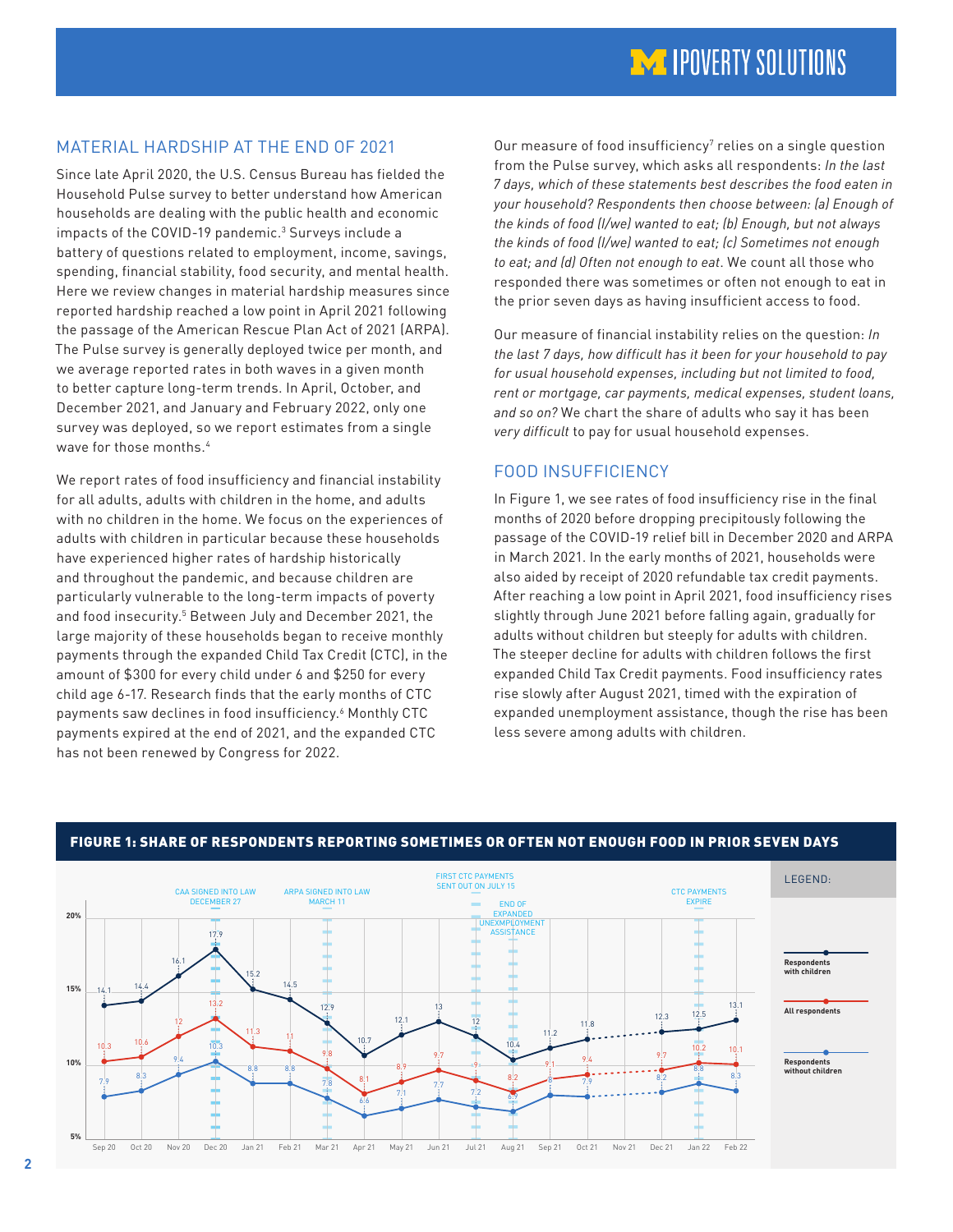## MATERIAL HARDSHIP AT THE END OF 2021

Since late April 2020, the U.S. Census Bureau has fielded the Household Pulse survey to better understand how American households are dealing with the public health and economic impacts of the COVID-19 pandemic.[3] Surveys include a battery of questions related to employment, income, savings, spending, financial stability, food security, and mental health. Here we review changes in material hardship measures since reported hardship reached a low point in April 2021 following the passage of the American Rescue Plan Act of 2021 (ARPA). The Pulse survey is generally deployed twice per month, and we average reported rates in both waves in a given month to better capture long-term trends. In April, October, and December 2021, and January and February 2022, only one survey was deployed, so we report estimates from a single wave for those months.[4]

We report rates of food insufficiency and financial instability for all adults, adults with children in the home, and adults with no children in the home. We focus on the experiences of adults with children in particular because these households have experienced higher rates of hardship historically and throughout the pandemic, and because children are particularly vulnerable to the long-term impacts of poverty and food insecurity.[5] Between July and December 2021, the large majority of these households began to receive monthly payments through the expanded Child Tax Credit (CTC), in the amount of $300 for every child under 6 and $250 for every child age 6-17. Research finds that the early months of CTC payments saw declines in food insufficiency.[6] Monthly CTC payments expired at the end of 2021, and the expanded CTC has not been renewed by Congress for 2022.

Our measure of food insufficiency[7] relies on a single question from the Pulse survey, which asks all respondents: *In the last 7 days, which of these statements best describes the food eaten in your household? Respondents then choose between: (a) Enough of the kinds of food (I/we) wanted to eat; (b) Enough, but not always the kinds of food (I/we) wanted to eat; (c) Sometimes not enough to eat; and (d) Often not enough to eat*. We count all those who responded there was sometimes or often not enough to eat in the prior seven days as having insufficient access to food.

Our measure of financial instability relies on the question: *In the last 7 days, how difficult has it been for your household to pay for usual household expenses, including but not limited to food, rent or mortgage, car payments, medical expenses, student loans, and so on?* We chart the share of adults who say it has been *very difficult* to pay for usual household expenses.

## FOOD INSUFFICIENCY

In Figure 1, we see rates of food insufficiency rise in the final months of 2020 before dropping precipitously following the passage of the COVID-19 relief bill in December 2020 and ARPA in March 2021. In the early months of 2021, households were also aided by receipt of 2020 refundable tax credit payments. After reaching a low point in April 2021, food insufficiency rises slightly through June 2021 before falling again, gradually for adults without children but steeply for adults with children. The steeper decline for adults with children follows the first expanded Child Tax Credit payments. Food insufficiency rates rise slowly after August 2021, timed with the expiration of expanded unemployment assistance, though the rise has been less severe among adults with children.

**FIGURE 1: SHARE OF RESPONDENTS REPORTING SOMETIMES OR OFTEN NOT ENOUGH FOOD IN PRIOR SEVEN DAYS**

| Month | Respondents with children | All respondents | Respondents without children |
|---|---|---|---|
| Sep 20 | 14.1 | 10.3 | 7.9 |
| Oct 20 | 14.4 | 10.6 | 8.3 |
| Nov 20 | 16.1 | 12 | 9.4 |
| Dec 20 | 17.9 | 13.2 | 10.3 |
| Jan 21 | 15.2 | 11.3 | 8.8 |
| Feb 21 | 14.5 | 11 | 8.8 |
| Mar 21 | 12.9 | 9.8 | 7.8 |
| Apr 21 | 10.7 | 8.1 | 6.6 |
| May 21 | 12.1 | 8.9 | 7.1 |
| Jun 21 | 13 | 9.7 | 7.7 |
| Jul 21 | 12 | 9 | 7.2 |
| Aug 21 | 10.4 | 8.2 | 6.9 |
| Sep 21 | 11.2 | 9.1 | 8 |
| Oct 21 | 11.8 | 9.4 | 7.9 |
| Nov 21 | | | |
| Dec 21 | 12.3 | 9.7 | 8.2 |
| Jan 22 | 12.5 | 10.2 | 8.8 |
| Feb 22 | 13.1 | 10.1 | 8.3 |

Events marked: CAA SIGNED INTO LAW DECEMBER 27; ARPA SIGNED INTO LAW MARCH 11; FIRST CTC PAYMENTS SENT OUT ON JULY 15; END OF EXPANDED UNEMPLOYMENT ASSISTANCE; CTC PAYMENTS EXPIRE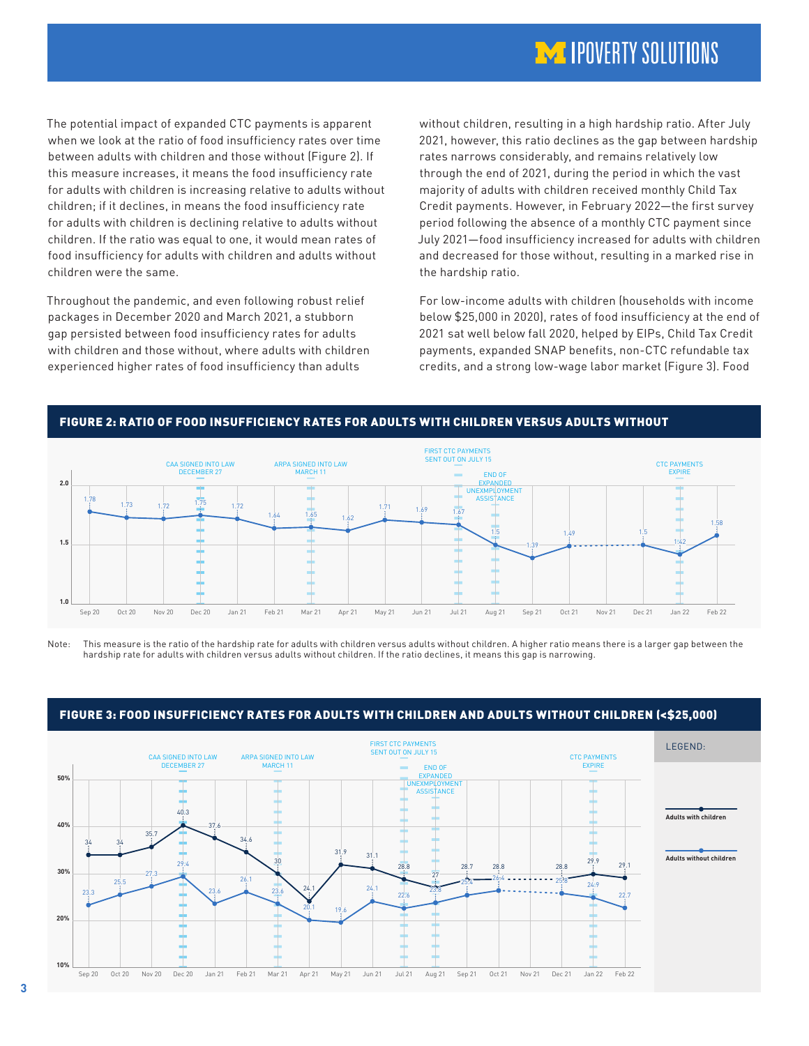The potential impact of expanded CTC payments is apparent when we look at the ratio of food insufficiency rates over time between adults with children and those without (Figure 2). If this measure increases, it means the food insufficiency rate for adults with children is increasing relative to adults without children; if it declines, in means the food insufficiency rate for adults with children is declining relative to adults without children. If the ratio was equal to one, it would mean rates of food insufficiency for adults with children and adults without children were the same.

Throughout the pandemic, and even following robust relief packages in December 2020 and March 2021, a stubborn gap persisted between food insufficiency rates for adults with children and those without, where adults with children experienced higher rates of food insufficiency than adults without children, resulting in a high hardship ratio. After July 2021, however, this ratio declines as the gap between hardship rates narrows considerably, and remains relatively low through the end of 2021, during the period in which the vast majority of adults with children received monthly Child Tax Credit payments. However, in February 2022—the first survey period following the absence of a monthly CTC payment since July 2021—food insufficiency increased for adults with children and decreased for those without, resulting in a marked rise in the hardship ratio.

For low-income adults with children (households with income below $25,000 in 2020), rates of food insufficiency at the end of 2021 sat well below fall 2020, helped by EIPs, Child Tax Credit payments, expanded SNAP benefits, non-CTC refundable tax credits, and a strong low-wage labor market (Figure 3). Food

## FIGURE 2: RATIO OF FOOD INSUFFICIENCY RATES FOR ADULTS WITH CHILDREN VERSUS ADULTS WITHOUT

| Month | Ratio | Event |
|---|---|---|
| Sep 20 | 1.78 | |
| Oct 20 | 1.73 | |
| Nov 20 | 1.72 | |
| Dec 20 | 1.75 | CAA SIGNED INTO LAW DECEMBER 27 |
| Jan 21 | 1.72 | |
| Feb 21 | 1.64 | |
| Mar 21 | 1.65 | ARPA SIGNED INTO LAW MARCH 11 |
| Apr 21 | 1.62 | |
| May 21 | 1.71 | |
| Jun 21 | 1.69 | |
| Jul 21 | 1.67 | FIRST CTC PAYMENTS SENT OUT ON JULY 15 |
| Aug 21 | 1.5 | END OF EXPANDED UNEMPLOYMENT ASSISTANCE |
| Sep 21 | 1.39 | |
| Oct 21 | 1.49 | |
| Nov 21 | | |
| Dec 21 | 1.5 | |
| Jan 22 | 1.42 | CTC PAYMENTS EXPIRE |
| Feb 22 | 1.58 | |

Note: This measure is the ratio of the hardship rate for adults with children versus adults without children. A higher ratio means there is a larger gap between the hardship rate for adults with children versus adults without children. If the ratio declines, it means this gap is narrowing.

## FIGURE 3: FOOD INSUFFICIENCY RATES FOR ADULTS WITH CHILDREN AND ADULTS WITHOUT CHILDREN (<$25,000)

| Month | Adults with children | Adults without children | Event |
|---|---|---|---|
| Sep 20 | 34 | 23.3 | |
| Oct 20 | 34 | 25.5 | |
| Nov 20 | 35.7 | 27.3 | |
| Dec 20 | 40.3 | 29.4 | CAA SIGNED INTO LAW DECEMBER 27 |
| Jan 21 | 37.6 | 23.6 | |
| Feb 21 | 34.6 | 26.1 | |
| Mar 21 | 30 | 23.6 | ARPA SIGNED INTO LAW MARCH 11 |
| Apr 21 | 24.1 | 20.1 | |
| May 21 | 31.9 | 19.6 | |
| Jun 21 | 31.1 | 24.1 | |
| Jul 21 | 28.8 | 22.6 | FIRST CTC PAYMENTS SENT OUT ON JULY 15 |
| Aug 21 | 27 | 23.8 | END OF EXPANDED UNEMPLOYMENT ASSISTANCE |
| Sep 21 | 28.7 | 25.4 | |
| Oct 21 | 28.8 | 26.4 | |
| Nov 21 | | | |
| Dec 21 | 28.8 | 25.8 | |
| Jan 22 | 29.9 | 24.9 | CTC PAYMENTS EXPIRE |
| Feb 22 | 29.1 | 22.7 | |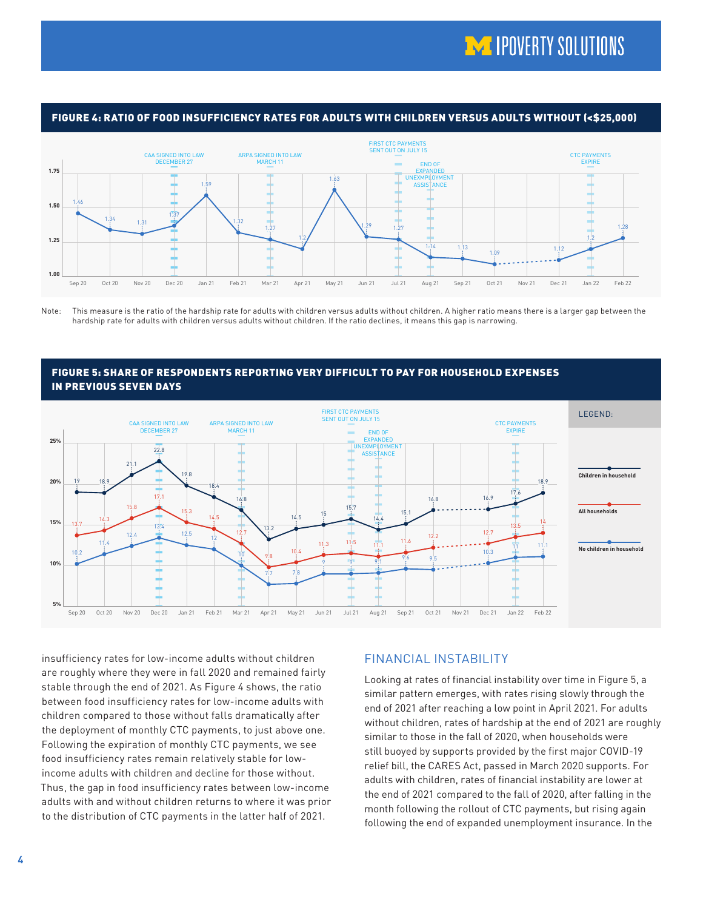### FIGURE 4: RATIO OF FOOD INSUFFICIENCY RATES FOR ADULTS WITH CHILDREN VERSUS ADULTS WITHOUT (<$25,000)

| Month | Ratio |
|---|---|
| Sep 20 | 1.46 |
| Oct 20 | 1.34 |
| Nov 20 | 1.31 |
| Dec 20 | 1.37 |
| Jan 21 | 1.59 |
| Feb 21 | 1.32 |
| Mar 21 | 1.27 |
| Apr 21 | 1.2 |
| May 21 | 1.63 |
| Jun 21 | 1.29 |
| Jul 21 | 1.27 |
| Aug 21 | 1.14 |
| Sep 21 | 1.13 |
| Oct 21 | 1.09 |
| Nov 21 | |
| Dec 21 | 1.12 |
| Jan 22 | 1.2 |
| Feb 22 | 1.28 |

Chart annotations: CAA SIGNED INTO LAW DECEMBER 27; ARPA SIGNED INTO LAW MARCH 11; FIRST CTC PAYMENTS SENT OUT ON JULY 15; END OF EXPANDED UNEMPLOYMENT ASSISTANCE; CTC PAYMENTS EXPIRE

Note: This measure is the ratio of the hardship rate for adults with children versus adults without children. A higher ratio means there is a larger gap between the hardship rate for adults with children versus adults without children. If the ratio declines, it means this gap is narrowing.

### FIGURE 5: SHARE OF RESPONDENTS REPORTING VERY DIFFICULT TO PAY FOR HOUSEHOLD EXPENSES IN PREVIOUS SEVEN DAYS

| Month | Children in household | All households | No children in household |
|---|---|---|---|
| Sep 20 | 19 | 13.7 | 10.2 |
| Oct 20 | 18.9 | 14.3 | 11.4 |
| Nov 20 | 21.1 | 15.8 | 12.4 |
| Dec 20 | 22.8 | 17.1 | 13.4 |
| Jan 21 | 19.8 | 15.3 | 12.5 |
| Feb 21 | 18.4 | 14.5 | 12 |
| Mar 21 | 16.8 | 12.7 | 10 |
| Apr 21 | 13.2 | 9.8 | 7.7 |
| May 21 | 14.5 | 10.4 | 7.8 |
| Jun 21 | 15 | 11.3 | 9 |
| Jul 21 | 15.7 | 11.5 | 9 |
| Aug 21 | 14.4 | 11.1 | 9.1 |
| Sep 21 | 15.1 | 11.6 | 9.6 |
| Oct 21 | 16.8 | 12.2 | 9.5 |
| Nov 21 | | | |
| Dec 21 | 16.9 | 12.7 | 10.3 |
| Jan 22 | 17.6 | 13.5 | 11 |
| Feb 22 | 18.9 | 14 | 11.1 |

Chart annotations: CAA SIGNED INTO LAW DECEMBER 27; ARPA SIGNED INTO LAW MARCH 11; FIRST CTC PAYMENTS SENT OUT ON JULY 15; END OF EXPANDED UNEMPLOYMENT ASSISTANCE; CTC PAYMENTS EXPIRE

insufficiency rates for low-income adults without children are roughly where they were in fall 2020 and remained fairly stable through the end of 2021. As Figure 4 shows, the ratio between food insufficiency rates for low-income adults with children compared to those without falls dramatically after the deployment of monthly CTC payments, to just above one. Following the expiration of monthly CTC payments, we see food insufficiency rates remain relatively stable for low-income adults with children and decline for those without. Thus, the gap in food insufficiency rates between low-income adults with and without children returns to where it was prior to the distribution of CTC payments in the latter half of 2021.

## FINANCIAL INSTABILITY

Looking at rates of financial instability over time in Figure 5, a similar pattern emerges, with rates rising slowly through the end of 2021 after reaching a low point in April 2021. For adults without children, rates of hardship at the end of 2021 are roughly similar to those in the fall of 2020, when households were still buoyed by supports provided by the first major COVID-19 relief bill, the CARES Act, passed in March 2020 supports. For adults with children, rates of financial instability are lower at the end of 2021 compared to the fall of 2020, after falling in the month following the rollout of CTC payments, but rising again following the end of expanded unemployment insurance. In the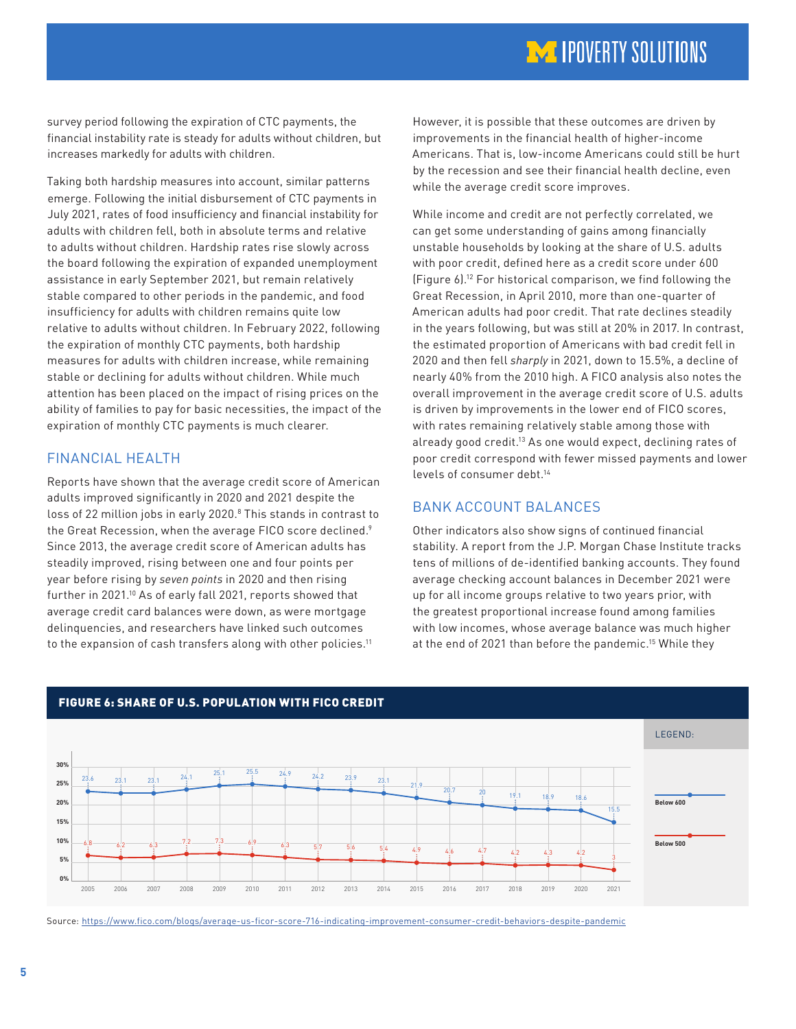survey period following the expiration of CTC payments, the financial instability rate is steady for adults without children, but increases markedly for adults with children.

Taking both hardship measures into account, similar patterns emerge. Following the initial disbursement of CTC payments in July 2021, rates of food insufficiency and financial instability for adults with children fell, both in absolute terms and relative to adults without children. Hardship rates rise slowly across the board following the expiration of expanded unemployment assistance in early September 2021, but remain relatively stable compared to other periods in the pandemic, and food insufficiency for adults with children remains quite low relative to adults without children. In February 2022, following the expiration of monthly CTC payments, both hardship measures for adults with children increase, while remaining stable or declining for adults without children. While much attention has been placed on the impact of rising prices on the ability of families to pay for basic necessities, the impact of the expiration of monthly CTC payments is much clearer.

## FINANCIAL HEALTH

Reports have shown that the average credit score of American adults improved significantly in 2020 and 2021 despite the loss of 22 million jobs in early 2020.[8] This stands in contrast to the Great Recession, when the average FICO score declined.[9] Since 2013, the average credit score of American adults has steadily improved, rising between one and four points per year before rising by *seven points* in 2020 and then rising further in 2021.[10] As of early fall 2021, reports showed that average credit card balances were down, as were mortgage delinquencies, and researchers have linked such outcomes to the expansion of cash transfers along with other policies.[11]

However, it is possible that these outcomes are driven by improvements in the financial health of higher-income Americans. That is, low-income Americans could still be hurt by the recession and see their financial health decline, even while the average credit score improves.

While income and credit are not perfectly correlated, we can get some understanding of gains among financially unstable households by looking at the share of U.S. adults with poor credit, defined here as a credit score under 600 (Figure 6).[12] For historical comparison, we find following the Great Recession, in April 2010, more than one-quarter of American adults had poor credit. That rate declines steadily in the years following, but was still at 20% in 2017. In contrast, the estimated proportion of Americans with bad credit fell in 2020 and then fell *sharply* in 2021, down to 15.5%, a decline of nearly 40% from the 2010 high. A FICO analysis also notes the overall improvement in the average credit score of U.S. adults is driven by improvements in the lower end of FICO scores, with rates remaining relatively stable among those with already good credit.[13] As one would expect, declining rates of poor credit correspond with fewer missed payments and lower levels of consumer debt.[14]

## BANK ACCOUNT BALANCES

Other indicators also show signs of continued financial stability. A report from the J.P. Morgan Chase Institute tracks tens of millions of de-identified banking accounts. They found average checking account balances in December 2021 were up for all income groups relative to two years prior, with the greatest proportional increase found among families with low incomes, whose average balance was much higher at the end of 2021 than before the pandemic.[15] While they

**FIGURE 6: SHARE OF U.S. POPULATION WITH FICO CREDIT**

| Year | Below 600 (%) | Below 500 (%) |
|---|---|---|
| 2005 | 23.6 | 6.8 |
| 2006 | 23.1 | 6.2 |
| 2007 | 23.1 | 6.3 |
| 2008 | 24.1 | 7.2 |
| 2009 | 25.1 | 7.3 |
| 2010 | 25.5 | 6.9 |
| 2011 | 24.9 | 6.3 |
| 2012 | 24.2 | 5.7 |
| 2013 | 23.9 | 5.6 |
| 2014 | 23.1 | 5.4 |
| 2015 | 21.9 | 4.9 |
| 2016 | 20.7 | 4.6 |
| 2017 | 20 | 4.7 |
| 2018 | 19.1 | 4.2 |
| 2019 | 18.9 | 4.3 |
| 2020 | 18.6 | 4.2 |
| 2021 | 15.5 | 3 |

Source: https://www.fico.com/blogs/average-us-ficor-score-716-indicating-improvement-consumer-credit-behaviors-despite-pandemic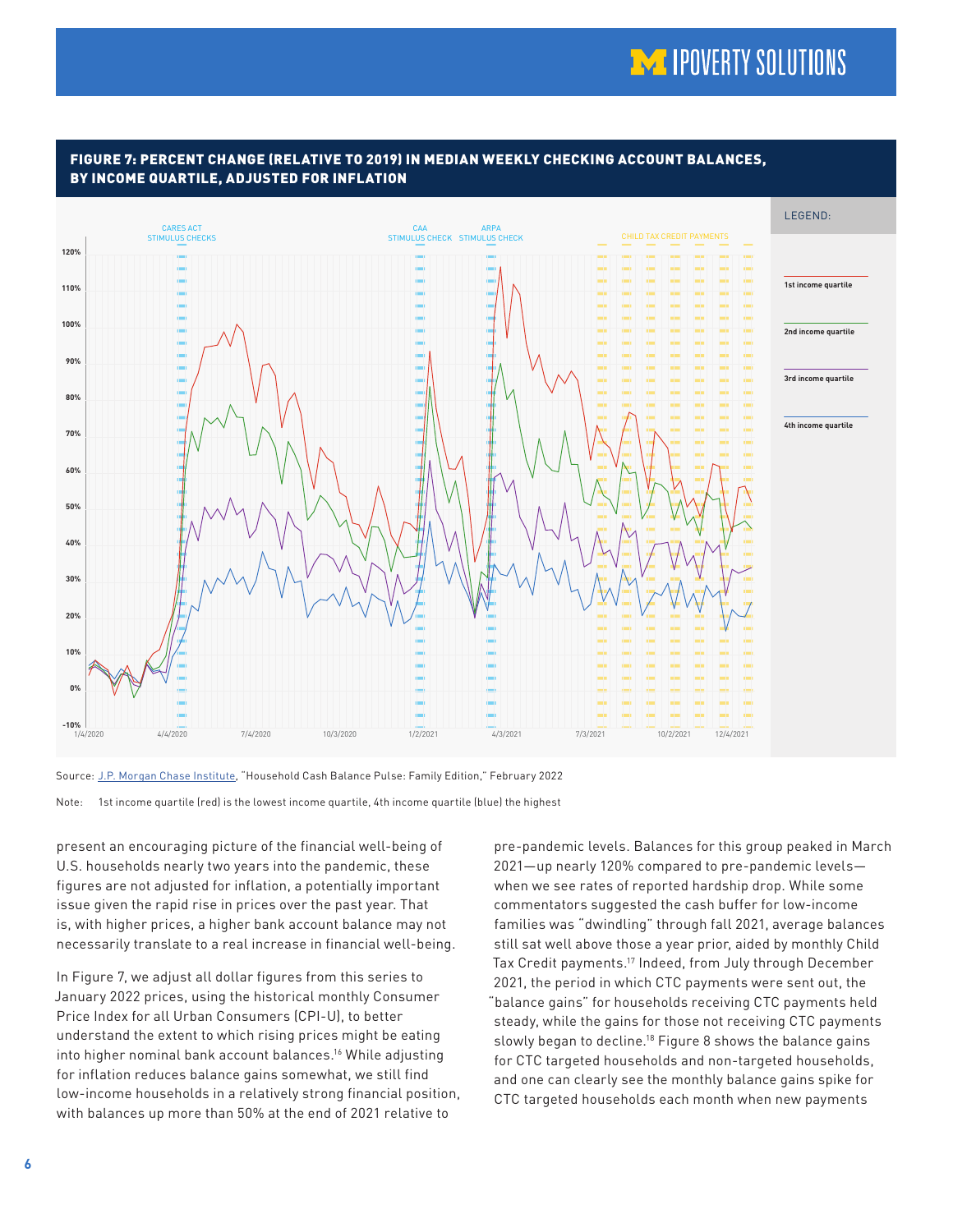### FIGURE 7: PERCENT CHANGE (RELATIVE TO 2019) IN MEDIAN WEEKLY CHECKING ACCOUNT BALANCES, BY INCOME QUARTILE, ADJUSTED FOR INFLATION

Source: J.P. Morgan Chase Institute, "Household Cash Balance Pulse: Family Edition," February 2022

Note: 1st income quartile (red) is the lowest income quartile, 4th income quartile (blue) the highest

present an encouraging picture of the financial well-being of U.S. households nearly two years into the pandemic, these figures are not adjusted for inflation, a potentially important issue given the rapid rise in prices over the past year. That is, with higher prices, a higher bank account balance may not necessarily translate to a real increase in financial well-being.

In Figure 7, we adjust all dollar figures from this series to January 2022 prices, using the historical monthly Consumer Price Index for all Urban Consumers (CPI-U), to better understand the extent to which rising prices might be eating into higher nominal bank account balances.[16] While adjusting for inflation reduces balance gains somewhat, we still find low-income households in a relatively strong financial position, with balances up more than 50% at the end of 2021 relative to pre-pandemic levels. Balances for this group peaked in March 2021—up nearly 120% compared to pre-pandemic levels—when we see rates of reported hardship drop. While some commentators suggested the cash buffer for low-income families was "dwindling" through fall 2021, average balances still sat well above those a year prior, aided by monthly Child Tax Credit payments.[17] Indeed, from July through December 2021, the period in which CTC payments were sent out, the "balance gains" for households receiving CTC payments held steady, while the gains for those not receiving CTC payments slowly began to decline.[18] Figure 8 shows the balance gains for CTC targeted households and non-targeted households, and one can clearly see the monthly balance gains spike for CTC targeted households each month when new payments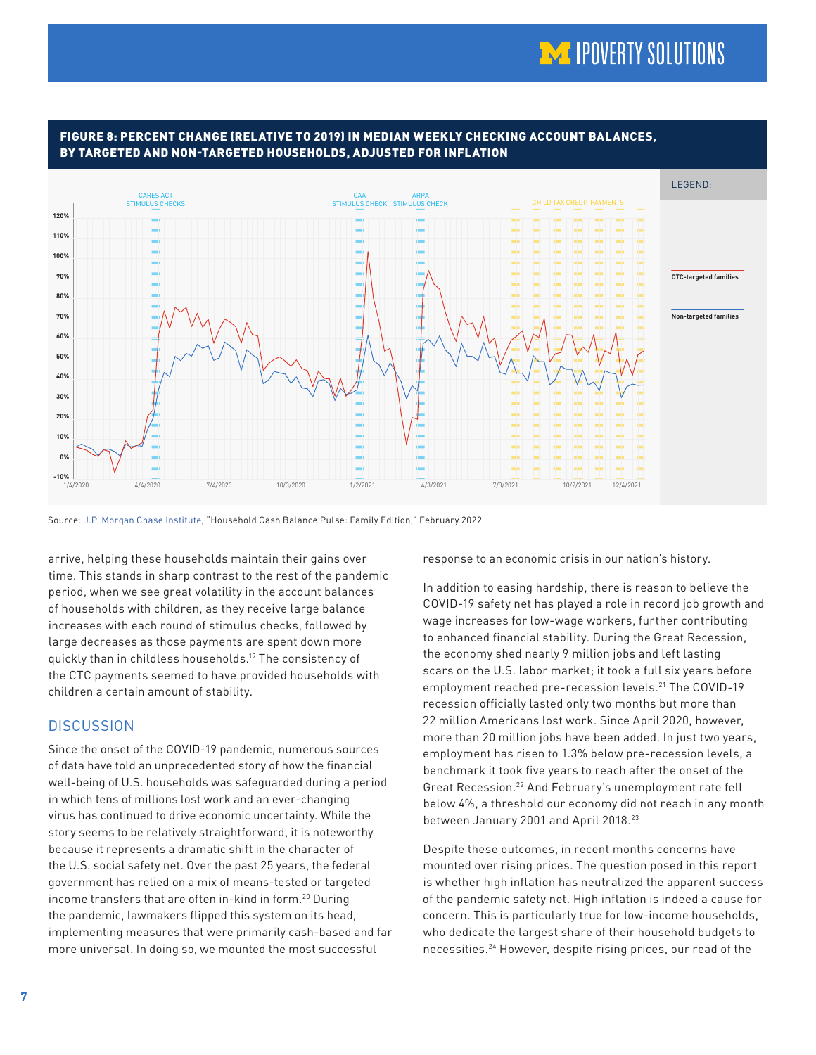**FIGURE 8: PERCENT CHANGE (RELATIVE TO 2019) IN MEDIAN WEEKLY CHECKING ACCOUNT BALANCES, BY TARGETED AND NON-TARGETED HOUSEHOLDS, ADJUSTED FOR INFLATION**

Source: J.P. Morgan Chase Institute, "Household Cash Balance Pulse: Family Edition," February 2022

arrive, helping these households maintain their gains over time. This stands in sharp contrast to the rest of the pandemic period, when we see great volatility in the account balances of households with children, as they receive large balance increases with each round of stimulus checks, followed by large decreases as those payments are spent down more quickly than in childless households.[19] The consistency of the CTC payments seemed to have provided households with children a certain amount of stability.

## DISCUSSION

Since the onset of the COVID-19 pandemic, numerous sources of data have told an unprecedented story of how the financial well-being of U.S. households was safeguarded during a period in which tens of millions lost work and an ever-changing virus has continued to drive economic uncertainty. While the story seems to be relatively straightforward, it is noteworthy because it represents a dramatic shift in the character of the U.S. social safety net. Over the past 25 years, the federal government has relied on a mix of means-tested or targeted income transfers that are often in-kind in form.[20] During the pandemic, lawmakers flipped this system on its head, implementing measures that were primarily cash-based and far more universal. In doing so, we mounted the most successful response to an economic crisis in our nation's history.

In addition to easing hardship, there is reason to believe the COVID-19 safety net has played a role in record job growth and wage increases for low-wage workers, further contributing to enhanced financial stability. During the Great Recession, the economy shed nearly 9 million jobs and left lasting scars on the U.S. labor market; it took a full six years before employment reached pre-recession levels.[21] The COVID-19 recession officially lasted only two months but more than 22 million Americans lost work. Since April 2020, however, more than 20 million jobs have been added. In just two years, employment has risen to 1.3% below pre-recession levels, a benchmark it took five years to reach after the onset of the Great Recession.[22] And February's unemployment rate fell below 4%, a threshold our economy did not reach in any month between January 2001 and April 2018.[23]

Despite these outcomes, in recent months concerns have mounted over rising prices. The question posed in this report is whether high inflation has neutralized the apparent success of the pandemic safety net. High inflation is indeed a cause for concern. This is particularly true for low-income households, who dedicate the largest share of their household budgets to necessities.[24] However, despite rising prices, our read of the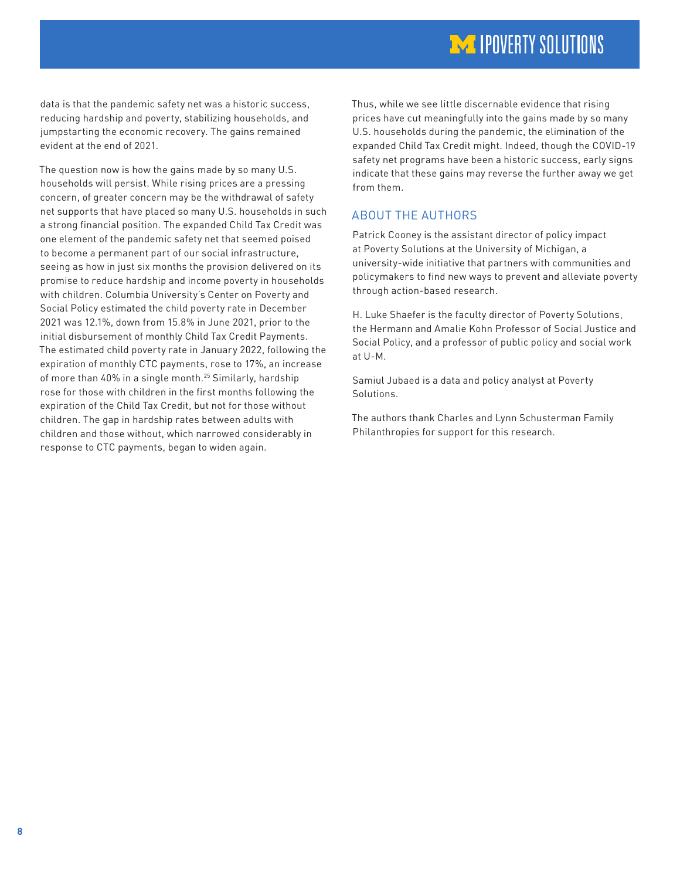data is that the pandemic safety net was a historic success, reducing hardship and poverty, stabilizing households, and jumpstarting the economic recovery. The gains remained evident at the end of 2021.

The question now is how the gains made by so many U.S. households will persist. While rising prices are a pressing concern, of greater concern may be the withdrawal of safety net supports that have placed so many U.S. households in such a strong financial position. The expanded Child Tax Credit was one element of the pandemic safety net that seemed poised to become a permanent part of our social infrastructure, seeing as how in just six months the provision delivered on its promise to reduce hardship and income poverty in households with children. Columbia University's Center on Poverty and Social Policy estimated the child poverty rate in December 2021 was 12.1%, down from 15.8% in June 2021, prior to the initial disbursement of monthly Child Tax Credit Payments. The estimated child poverty rate in January 2022, following the expiration of monthly CTC payments, rose to 17%, an increase of more than 40% in a single month.[25] Similarly, hardship rose for those with children in the first months following the expiration of the Child Tax Credit, but not for those without children. The gap in hardship rates between adults with children and those without, which narrowed considerably in response to CTC payments, began to widen again.

Thus, while we see little discernable evidence that rising prices have cut meaningfully into the gains made by so many U.S. households during the pandemic, the elimination of the expanded Child Tax Credit might. Indeed, though the COVID-19 safety net programs have been a historic success, early signs indicate that these gains may reverse the further away we get from them.

## ABOUT THE AUTHORS

Patrick Cooney is the assistant director of policy impact at Poverty Solutions at the University of Michigan, a university-wide initiative that partners with communities and policymakers to find new ways to prevent and alleviate poverty through action-based research.

H. Luke Shaefer is the faculty director of Poverty Solutions, the Hermann and Amalie Kohn Professor of Social Justice and Social Policy, and a professor of public policy and social work at U-M.

Samiul Jubaed is a data and policy analyst at Poverty Solutions.

The authors thank Charles and Lynn Schusterman Family Philanthropies for support for this research.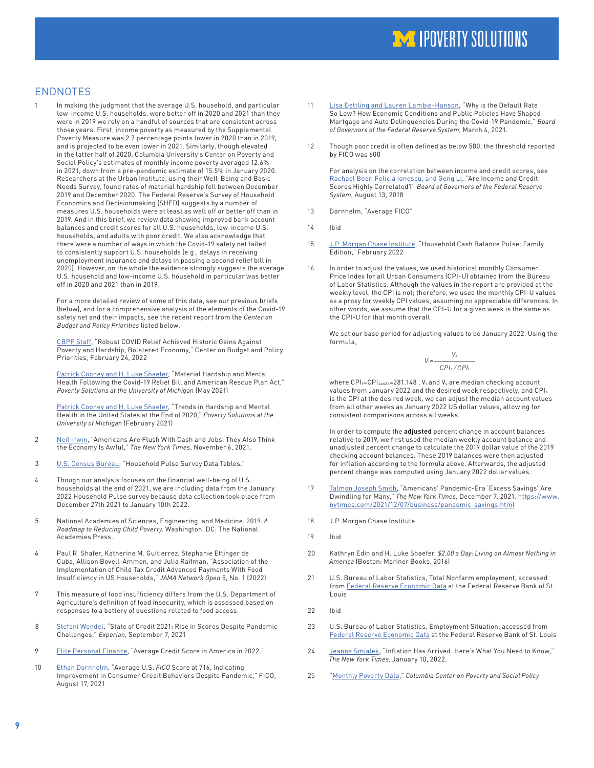## ENDNOTES

1. In making the judgment that the average U.S. household, and particular low-income U.S. households, were better off in 2020 and 2021 than they were in 2019 we rely on a handful of sources that are consistent across those years. First, income poverty as measured by the Supplemental Poverty Measure was 2.7 percentage points lower in 2020 than in 2019, and is projected to be even lower in 2021. Similarly, though elevated in the latter half of 2020, Columbia University's Center on Poverty and Social Policy's estimates of monthly income poverty averaged 12.6% in 2021, down from a pre-pandemic estimate of 15.5% in January 2020. Researchers at the Urban Institute, using their Well-Being and Basic Needs Survey, found rates of material hardship fell between December 2019 and December 2020. The Federal Reserve's Survey of Household Economics and Decisionmaking (SHED) suggests by a number of measures U.S. households were at least as well off or better off than in 2019. And in this brief, we review data showing improved bank account balances and credit scores for all U.S. households, low-income U.S. households, and adults with poor credit. We also acknowledge that there were a number of ways in which the Covid-19 safety net failed to consistently support U.S. households (e.g., delays in receiving unemployment insurance and delays in passing a second relief bill in 2020). However, on the whole the evidence strongly suggests the average U.S. household and low-income U.S. household in particular was better off in 2020 and 2021 than in 2019.

   For a more detailed review of some of this data, see our previous briefs (below), and for a comprehensive analysis of the elements of the Covid-19 safety net and their impacts, see the recent report from the *Center on Budget and Policy Priorities* listed below.

   CBPP Staff, "Robust COVID Relief Achieved Historic Gains Against Poverty and Hardship, Bolstered Economy," Center on Budget and Policy Priorities, February 24, 2022

   Patrick Cooney and H. Luke Shaefer, "Material Hardship and Mental Health Following the Covid-19 Relief Bill and American Rescue Plan Act," *Poverty Solutions at the University of Michigan* (May 2021)

   Patrick Cooney and H. Luke Shaefer, "Trends in Hardship and Mental Health in the United States at the End of 2020," *Poverty Solutions at the University of Michigan* (February 2021)

2. Neil Irwin, "Americans Are Flush With Cash and Jobs. They Also Think the Economy Is Awful," *The New York Times*, November 6, 2021.

3. U.S. Census Bureau, "Household Pulse Survey Data Tables."

4. Though our analysis focuses on the financial well-being of U.S. households at the end of 2021, we are including data from the January 2022 Household Pulse survey because data collection took place from December 27th 2021 to January 10th 2022.

5. National Academies of Sciences, Engineering, and Medicine. 2019. *A Roadmap to Reducing Child Poverty*. Washington, DC: The National Academies Press.

6. Paul R. Shafer, Katherine M. Guitierrez, Stephanie Ettinger de Cuba, Allison Bovell-Ammon, and Julia Raifman, "Association of the Implementation of Child Tax Credit Advanced Payments With Food Insufficiency in US Households," *JAMA Network Open* 5, No. 1 (2022)

7. This measure of food insufficiency differs from the U.S. Department of Agriculture's definition of food insecurity, which is assessed based on responses to a battery of questions related to food access.

8. Stefani Wendel, "State of Credit 2021: Rise in Scores Despite Pandemic Challenges," *Experian*, September 7, 2021

9. Elite Personal Finance, "Average Credit Score in America in 2022."

10. Ethan Dornhelm, "Average U.S. *FICO* Score at 716, Indicating Improvement in Consumer Credit Behaviors Despite Pandemic," FICO, August 17, 2021

11. Lisa Dettling and Lauren Lambie-Hanson, "Why is the Default Rate So Low? How Economic Conditions and Public Policies Have Shaped Mortgage and Auto Delinquencies During the Covid-19 Pandemic," *Board of Governors of the Federal Reserve System*, March 4, 2021.

12. Though poor credit is often defined as below 580, the threshold reported by FICO was 600

    For analysis on the correlation between income and credit scores, see Rachael Beer, Felicia Ionescu, and Geng Li, "Are Income and Credit Scores Highly Correlated?" *Board of Governors of the Federal Reserve System*, August 13, 2018

13. Dornhelm, "Average FICO"

14. Ibid

15. J.P. Morgan Chase Institute, "Household Cash Balance Pulse: Family Edition," February 2022

16. In order to adjust the values, we used historical monthly Consumer Price Index for all Urban Consumers (CPI-U) obtained from the Bureau of Labor Statistics. Although the values in the report are provided at the weekly level, the CPI is not; therefore, we used the monthly CPI-U values as a proxy for weekly CPI values, assuming no appreciable differences. In other words, we assume that the CPI-U for a given week is the same as the CPI-U for that month overall.

    We set our base period for adjusting values to be January 2022. Using the formula,

    $$V_t = \frac{V_s}{CPI_s / CPI_t}$$

    where $CPI_t = CPI_{Jan22} = 281.148$ , $V_t$ and $V_s$ are median checking account values from January 2022 and the desired week respectively, and $CPI_s$ is the CPI at the desired week, we can adjust the median account values from all other weeks as January 2022 US dollar values, allowing for consistent comparisons across all weeks.

    In order to compute the **adjusted** percent change in account balances relative to 2019, we first used the median weekly account balance and unadjusted percent change to calculate the 2019 dollar value of the 2019 checking account balances. These 2019 balances were then adjusted for inflation according to the formula above. Afterwards, the adjusted percent change was computed using January 2022 dollar values.

17. Talmon Joseph Smith, "Americans' Pandemic-Era 'Excess Savings' Are Dwindling for Many," *The New York Times*, December 7, 2021. https://www.nytimes.com/2021/12/07/business/pandemic-savings.html

18. J.P. Morgan Chase Institute

19. Ibid

20. Kathryn Edin and H. Luke Shaefer, *$2.00 a Day: Living on Almost Nothing in America* (Boston: Mariner Books, 2016)

21. U.S. Bureau of Labor Statistics, Total Nonfarm employment, accessed from Federal Reserve Economic Data at the Federal Reserve Bank of St. Louis

22. Ibid

23. U.S. Bureau of Labor Statistics, Employment Situation, accessed from Federal Reserve Economic Data at the Federal Reserve Bank of St. Louis

24. Jeanna Smialek, "Inflation Has Arrived. Here's What You Need to Know," *The New York Times*, January 10, 2022.

25. "Monthly Poverty Data," *Columbia Center on Poverty and Social Policy*